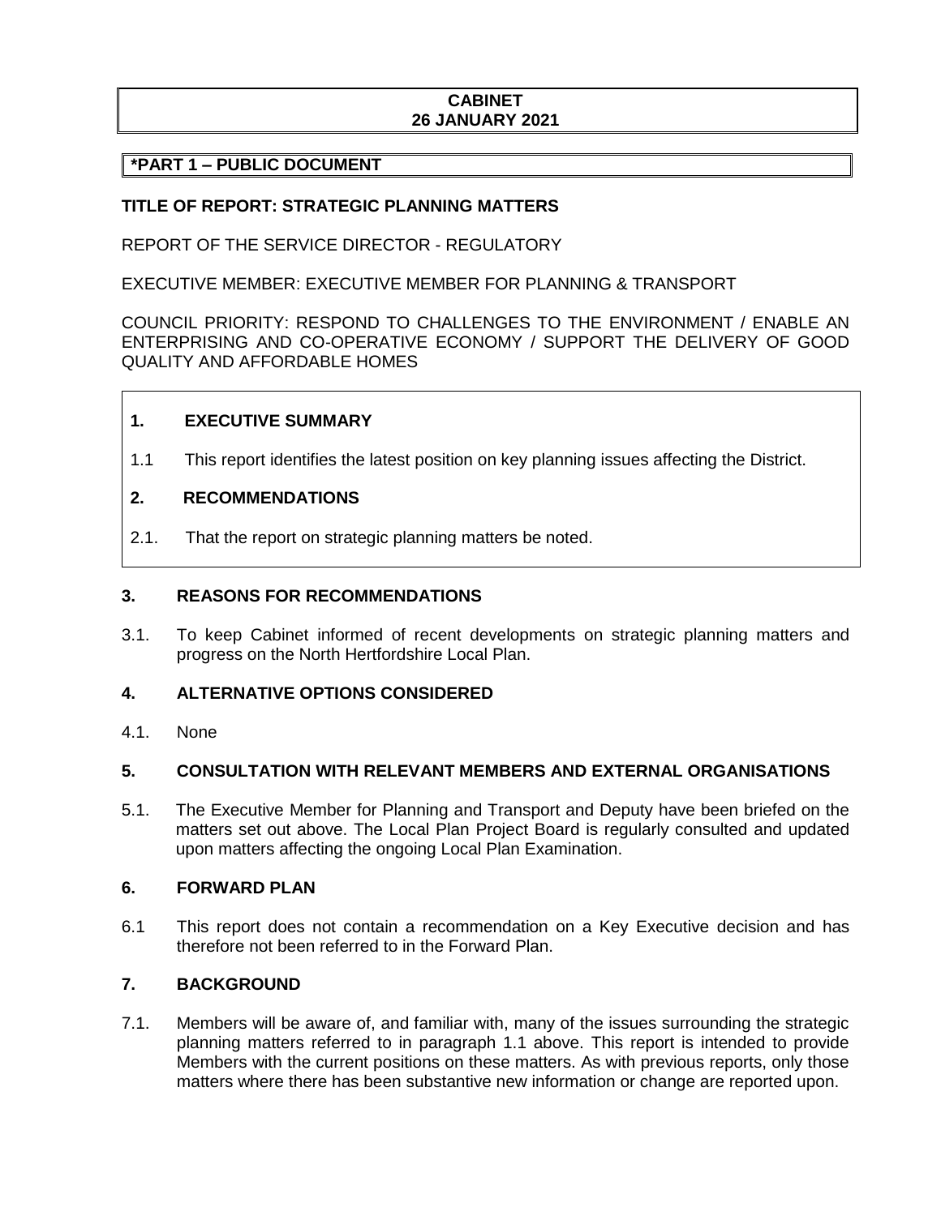**CABINET**
**26 JANUARY 2021**

**\*PART 1 – PUBLIC DOCUMENT**

**TITLE OF REPORT: STRATEGIC PLANNING MATTERS**

REPORT OF THE SERVICE DIRECTOR - REGULATORY

EXECUTIVE MEMBER: EXECUTIVE MEMBER FOR PLANNING & TRANSPORT

COUNCIL PRIORITY: RESPOND TO CHALLENGES TO THE ENVIRONMENT / ENABLE AN ENTERPRISING AND CO-OPERATIVE ECONOMY / SUPPORT THE DELIVERY OF GOOD QUALITY AND AFFORDABLE HOMES

## 1. EXECUTIVE SUMMARY

1.1 This report identifies the latest position on key planning issues affecting the District.

## 2. RECOMMENDATIONS

2.1. That the report on strategic planning matters be noted.

## 3. REASONS FOR RECOMMENDATIONS

3.1. To keep Cabinet informed of recent developments on strategic planning matters and progress on the North Hertfordshire Local Plan.

## 4. ALTERNATIVE OPTIONS CONSIDERED

4.1. None

## 5. CONSULTATION WITH RELEVANT MEMBERS AND EXTERNAL ORGANISATIONS

5.1. The Executive Member for Planning and Transport and Deputy have been briefed on the matters set out above. The Local Plan Project Board is regularly consulted and updated upon matters affecting the ongoing Local Plan Examination.

## 6. FORWARD PLAN

6.1 This report does not contain a recommendation on a Key Executive decision and has therefore not been referred to in the Forward Plan.

## 7. BACKGROUND

7.1. Members will be aware of, and familiar with, many of the issues surrounding the strategic planning matters referred to in paragraph 1.1 above. This report is intended to provide Members with the current positions on these matters. As with previous reports, only those matters where there has been substantive new information or change are reported upon.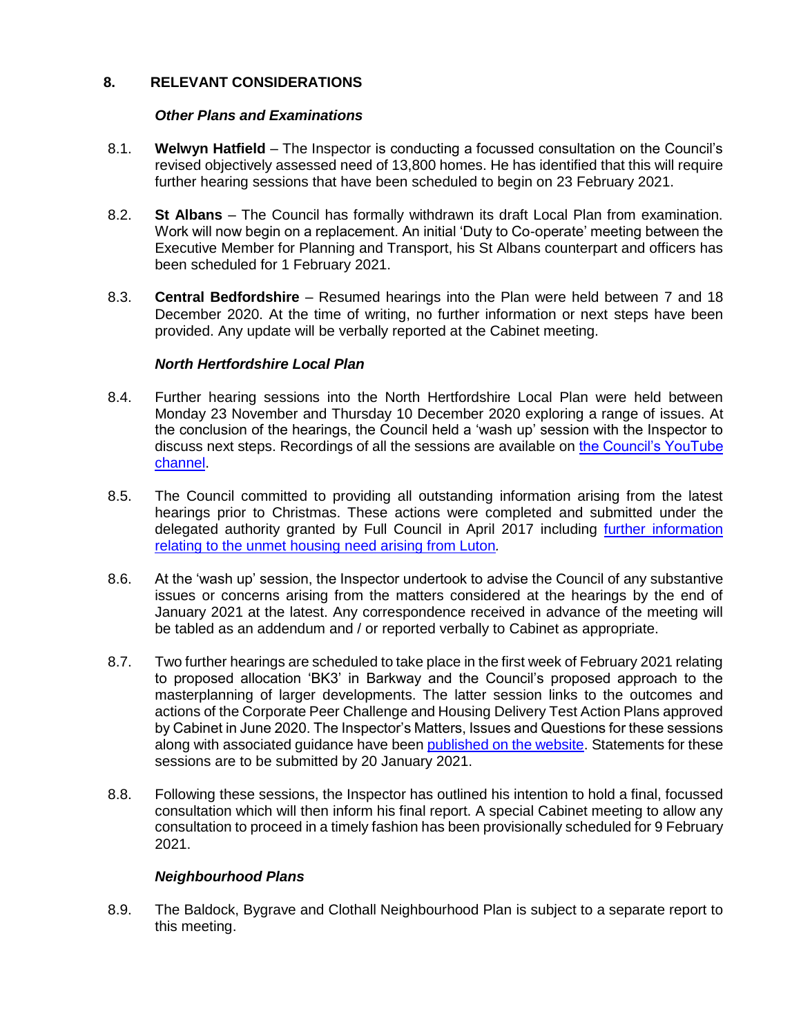## 8. RELEVANT CONSIDERATIONS

### *Other Plans and Examinations*

8.1. **Welwyn Hatfield** – The Inspector is conducting a focussed consultation on the Council's revised objectively assessed need of 13,800 homes. He has identified that this will require further hearing sessions that have been scheduled to begin on 23 February 2021.

8.2. **St Albans** – The Council has formally withdrawn its draft Local Plan from examination. Work will now begin on a replacement. An initial 'Duty to Co-operate' meeting between the Executive Member for Planning and Transport, his St Albans counterpart and officers has been scheduled for 1 February 2021.

8.3. **Central Bedfordshire** – Resumed hearings into the Plan were held between 7 and 18 December 2020. At the time of writing, no further information or next steps have been provided. Any update will be verbally reported at the Cabinet meeting.

### *North Hertfordshire Local Plan*

8.4. Further hearing sessions into the North Hertfordshire Local Plan were held between Monday 23 November and Thursday 10 December 2020 exploring a range of issues. At the conclusion of the hearings, the Council held a 'wash up' session with the Inspector to discuss next steps. Recordings of all the sessions are available on the Council's YouTube channel.

8.5. The Council committed to providing all outstanding information arising from the latest hearings prior to Christmas. These actions were completed and submitted under the delegated authority granted by Full Council in April 2017 including further information relating to the unmet housing need arising from Luton*.*

8.6. At the 'wash up' session, the Inspector undertook to advise the Council of any substantive issues or concerns arising from the matters considered at the hearings by the end of January 2021 at the latest. Any correspondence received in advance of the meeting will be tabled as an addendum and / or reported verbally to Cabinet as appropriate.

8.7. Two further hearings are scheduled to take place in the first week of February 2021 relating to proposed allocation 'BK3' in Barkway and the Council's proposed approach to the masterplanning of larger developments. The latter session links to the outcomes and actions of the Corporate Peer Challenge and Housing Delivery Test Action Plans approved by Cabinet in June 2020. The Inspector's Matters, Issues and Questions for these sessions along with associated guidance have been published on the website. Statements for these sessions are to be submitted by 20 January 2021.

8.8. Following these sessions, the Inspector has outlined his intention to hold a final, focussed consultation which will then inform his final report. A special Cabinet meeting to allow any consultation to proceed in a timely fashion has been provisionally scheduled for 9 February 2021.

### *Neighbourhood Plans*

8.9. The Baldock, Bygrave and Clothall Neighbourhood Plan is subject to a separate report to this meeting.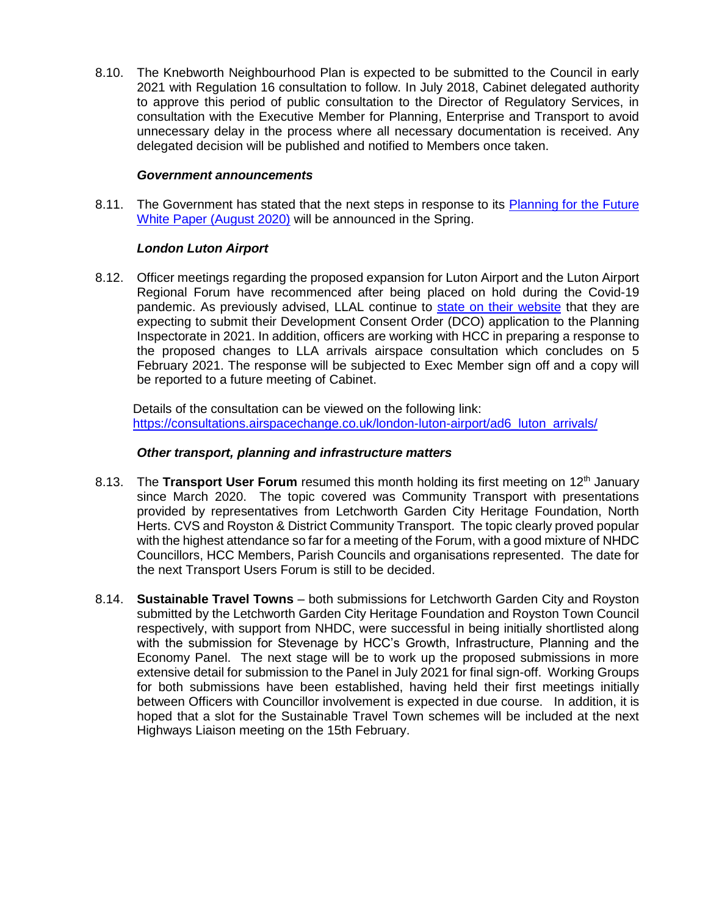8.10. The Knebworth Neighbourhood Plan is expected to be submitted to the Council in early 2021 with Regulation 16 consultation to follow. In July 2018, Cabinet delegated authority to approve this period of public consultation to the Director of Regulatory Services, in consultation with the Executive Member for Planning, Enterprise and Transport to avoid unnecessary delay in the process where all necessary documentation is received. Any delegated decision will be published and notified to Members once taken.

***Government announcements***

8.11. The Government has stated that the next steps in response to its [Planning for the Future White Paper (August 2020)]() will be announced in the Spring.

***London Luton Airport***

8.12. Officer meetings regarding the proposed expansion for Luton Airport and the Luton Airport Regional Forum have recommenced after being placed on hold during the Covid-19 pandemic. As previously advised, LLAL continue to [state on their website]() that they are expecting to submit their Development Consent Order (DCO) application to the Planning Inspectorate in 2021. In addition, officers are working with HCC in preparing a response to the proposed changes to LLA arrivals airspace consultation which concludes on 5 February 2021. The response will be subjected to Exec Member sign off and a copy will be reported to a future meeting of Cabinet.

Details of the consultation can be viewed on the following link:
https://consultations.airspacechange.co.uk/london-luton-airport/ad6_luton_arrivals/

***Other transport, planning and infrastructure matters***

8.13. The **Transport User Forum** resumed this month holding its first meeting on 12th January since March 2020. The topic covered was Community Transport with presentations provided by representatives from Letchworth Garden City Heritage Foundation, North Herts. CVS and Royston & District Community Transport. The topic clearly proved popular with the highest attendance so far for a meeting of the Forum, with a good mixture of NHDC Councillors, HCC Members, Parish Councils and organisations represented. The date for the next Transport Users Forum is still to be decided.

8.14. **Sustainable Travel Towns** – both submissions for Letchworth Garden City and Royston submitted by the Letchworth Garden City Heritage Foundation and Royston Town Council respectively, with support from NHDC, were successful in being initially shortlisted along with the submission for Stevenage by HCC's Growth, Infrastructure, Planning and the Economy Panel. The next stage will be to work up the proposed submissions in more extensive detail for submission to the Panel in July 2021 for final sign-off. Working Groups for both submissions have been established, having held their first meetings initially between Officers with Councillor involvement is expected in due course. In addition, it is hoped that a slot for the Sustainable Travel Town schemes will be included at the next Highways Liaison meeting on the 15th February.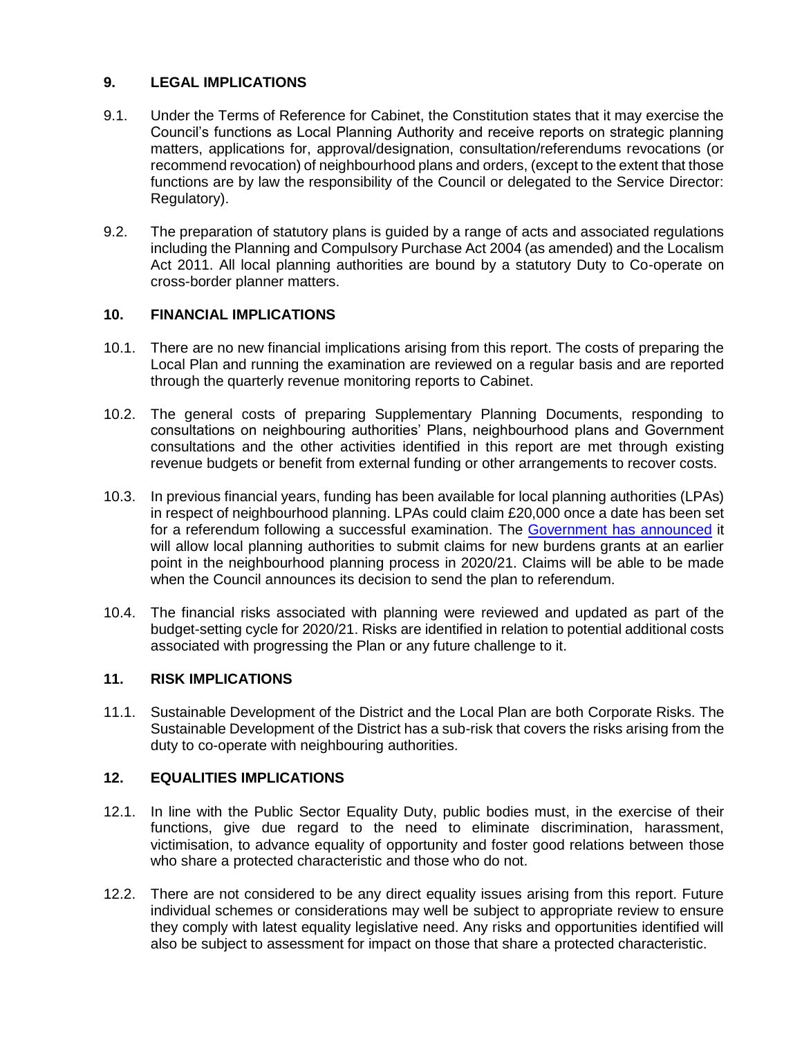## 9. LEGAL IMPLICATIONS

9.1. Under the Terms of Reference for Cabinet, the Constitution states that it may exercise the Council's functions as Local Planning Authority and receive reports on strategic planning matters, applications for, approval/designation, consultation/referendums revocations (or recommend revocation) of neighbourhood plans and orders, (except to the extent that those functions are by law the responsibility of the Council or delegated to the Service Director: Regulatory).

9.2. The preparation of statutory plans is guided by a range of acts and associated regulations including the Planning and Compulsory Purchase Act 2004 (as amended) and the Localism Act 2011. All local planning authorities are bound by a statutory Duty to Co-operate on cross-border planner matters.

## 10. FINANCIAL IMPLICATIONS

10.1. There are no new financial implications arising from this report. The costs of preparing the Local Plan and running the examination are reviewed on a regular basis and are reported through the quarterly revenue monitoring reports to Cabinet.

10.2. The general costs of preparing Supplementary Planning Documents, responding to consultations on neighbouring authorities' Plans, neighbourhood plans and Government consultations and the other activities identified in this report are met through existing revenue budgets or benefit from external funding or other arrangements to recover costs.

10.3. In previous financial years, funding has been available for local planning authorities (LPAs) in respect of neighbourhood planning. LPAs could claim £20,000 once a date has been set for a referendum following a successful examination. The Government has announced it will allow local planning authorities to submit claims for new burdens grants at an earlier point in the neighbourhood planning process in 2020/21. Claims will be able to be made when the Council announces its decision to send the plan to referendum.

10.4. The financial risks associated with planning were reviewed and updated as part of the budget-setting cycle for 2020/21. Risks are identified in relation to potential additional costs associated with progressing the Plan or any future challenge to it.

## 11. RISK IMPLICATIONS

11.1. Sustainable Development of the District and the Local Plan are both Corporate Risks. The Sustainable Development of the District has a sub-risk that covers the risks arising from the duty to co-operate with neighbouring authorities.

## 12. EQUALITIES IMPLICATIONS

12.1. In line with the Public Sector Equality Duty, public bodies must, in the exercise of their functions, give due regard to the need to eliminate discrimination, harassment, victimisation, to advance equality of opportunity and foster good relations between those who share a protected characteristic and those who do not.

12.2. There are not considered to be any direct equality issues arising from this report. Future individual schemes or considerations may well be subject to appropriate review to ensure they comply with latest equality legislative need. Any risks and opportunities identified will also be subject to assessment for impact on those that share a protected characteristic.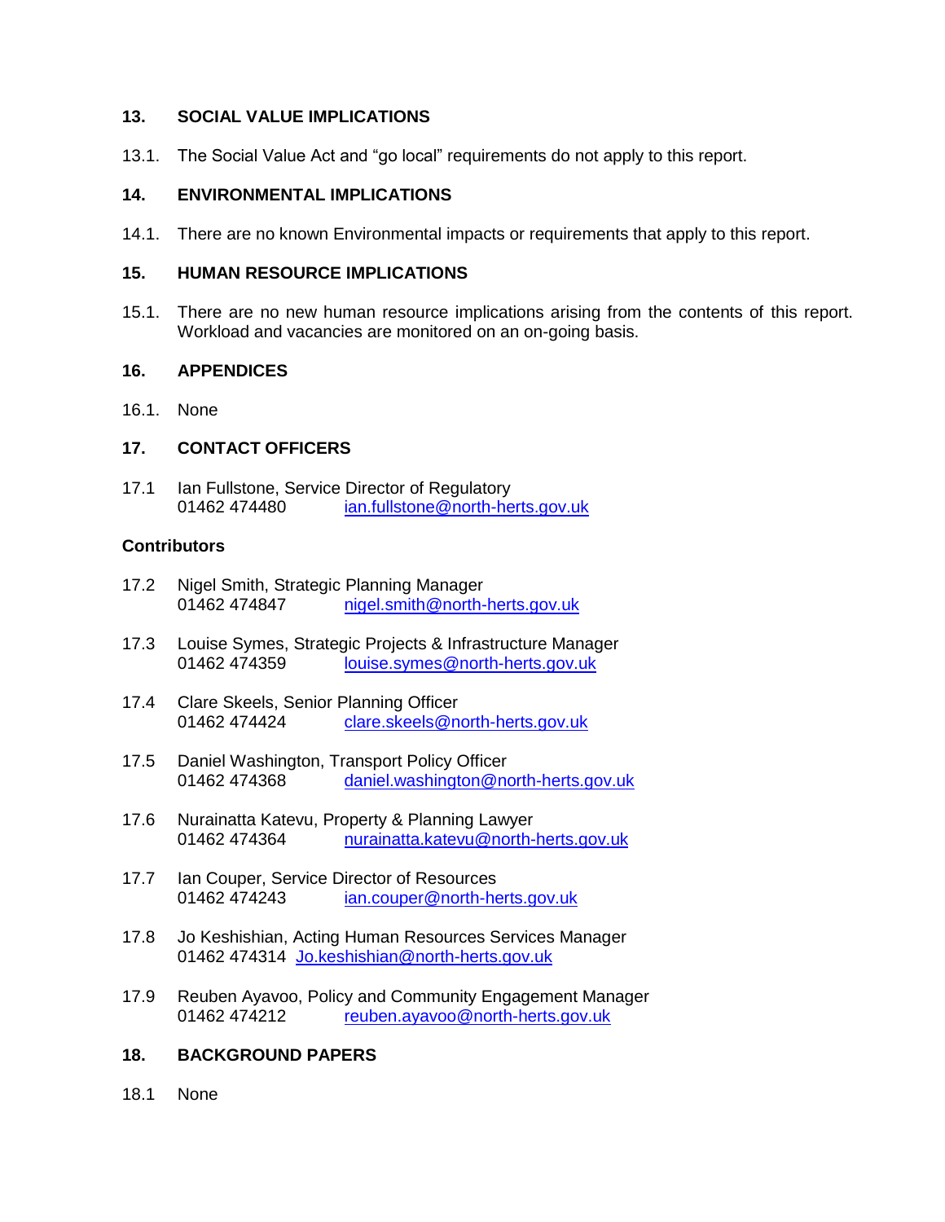## 13. SOCIAL VALUE IMPLICATIONS

13.1. The Social Value Act and "go local" requirements do not apply to this report.

## 14. ENVIRONMENTAL IMPLICATIONS

14.1. There are no known Environmental impacts or requirements that apply to this report.

## 15. HUMAN RESOURCE IMPLICATIONS

15.1. There are no new human resource implications arising from the contents of this report. Workload and vacancies are monitored on an on-going basis.

## 16. APPENDICES

16.1. None

## 17. CONTACT OFFICERS

17.1 Ian Fullstone, Service Director of Regulatory
01462 474480 ian.fullstone@north-herts.gov.uk

**Contributors**

17.2 Nigel Smith, Strategic Planning Manager
01462 474847 nigel.smith@north-herts.gov.uk

17.3 Louise Symes, Strategic Projects & Infrastructure Manager
01462 474359 louise.symes@north-herts.gov.uk

17.4 Clare Skeels, Senior Planning Officer
01462 474424 clare.skeels@north-herts.gov.uk

17.5 Daniel Washington, Transport Policy Officer
01462 474368 daniel.washington@north-herts.gov.uk

17.6 Nurainatta Katevu, Property & Planning Lawyer
01462 474364 nurainatta.katevu@north-herts.gov.uk

17.7 Ian Couper, Service Director of Resources
01462 474243 ian.couper@north-herts.gov.uk

17.8 Jo Keshishian, Acting Human Resources Services Manager
01462 474314 Jo.keshishian@north-herts.gov.uk

17.9 Reuben Ayavoo, Policy and Community Engagement Manager
01462 474212 reuben.ayavoo@north-herts.gov.uk

## 18. BACKGROUND PAPERS

18.1 None